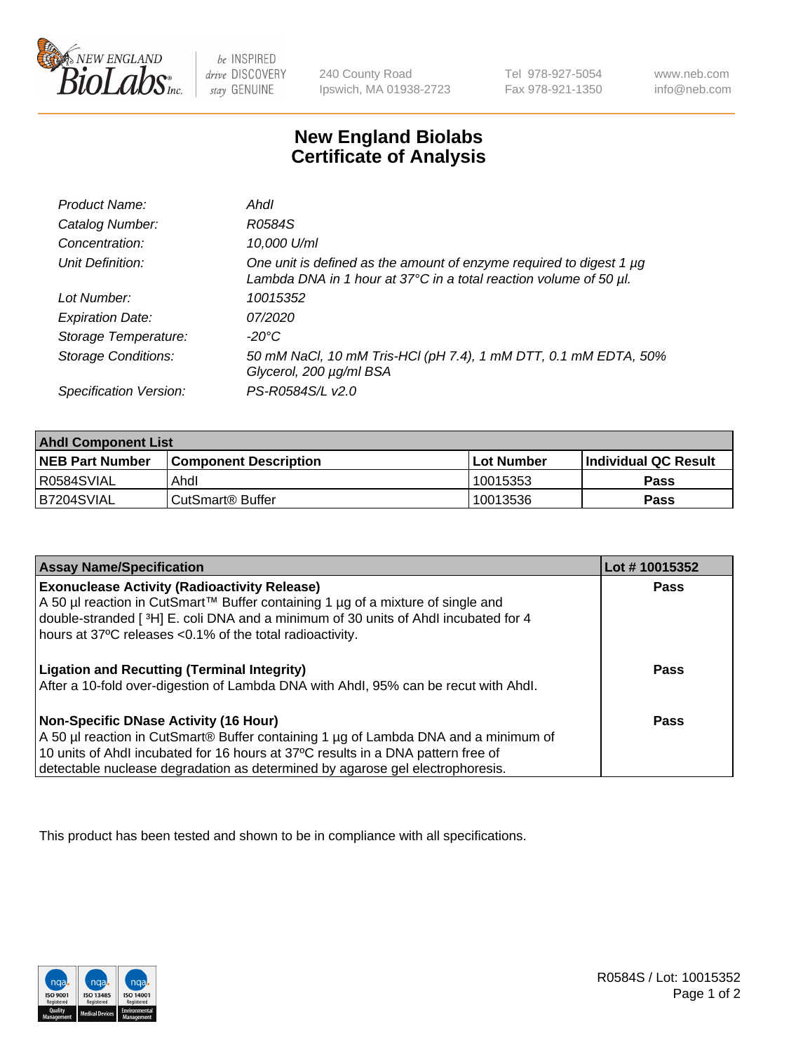New England BioLabs Inc. — be INSPIRED drive DISCOVERY stay GENUINE

240 County Road
Ipswich, MA 01938-2723

Tel 978-927-5054
Fax 978-921-1350

www.neb.com
info@neb.com

# New England Biolabs
# Certificate of Analysis

| | |
|---|---|
| *Product Name:* | *AhdI* |
| *Catalog Number:* | *R0584S* |
| *Concentration:* | *10,000 U/ml* |
| *Unit Definition:* | *One unit is defined as the amount of enzyme required to digest 1 µg Lambda DNA in 1 hour at 37°C in a total reaction volume of 50 µl.* |
| *Lot Number:* | *10015352* |
| *Expiration Date:* | *07/2020* |
| *Storage Temperature:* | *-20°C* |
| *Storage Conditions:* | *50 mM NaCl, 10 mM Tris-HCl (pH 7.4), 1 mM DTT, 0.1 mM EDTA, 50% Glycerol, 200 µg/ml BSA* |
| *Specification Version:* | *PS-R0584S/L v2.0* |

| **AhdI Component List** | | | |
|---|---|---|---|
| **NEB Part Number** | **Component Description** | **Lot Number** | **Individual QC Result** |
| R0584SVIAL | AhdI | 10015353 | **Pass** |
| B7204SVIAL | CutSmart® Buffer | 10013536 | **Pass** |

| **Assay Name/Specification** | **Lot # 10015352** |
|---|---|
| **Exonuclease Activity (Radioactivity Release)** A 50 µl reaction in CutSmart™ Buffer containing 1 µg of a mixture of single and double-stranded [ $^{3}$H] E. coli DNA and a minimum of 30 units of AhdI incubated for 4 hours at 37ºC releases <0.1% of the total radioactivity. | **Pass** |
| **Ligation and Recutting (Terminal Integrity)** After a 10-fold over-digestion of Lambda DNA with AhdI, 95% can be recut with AhdI. | **Pass** |
| **Non-Specific DNase Activity (16 Hour)** A 50 µl reaction in CutSmart® Buffer containing 1 µg of Lambda DNA and a minimum of 10 units of AhdI incubated for 16 hours at 37ºC results in a DNA pattern free of detectable nuclease degradation as determined by agarose gel electrophoresis. | **Pass** |

This product has been tested and shown to be in compliance with all specifications.

R0584S / Lot: 10015352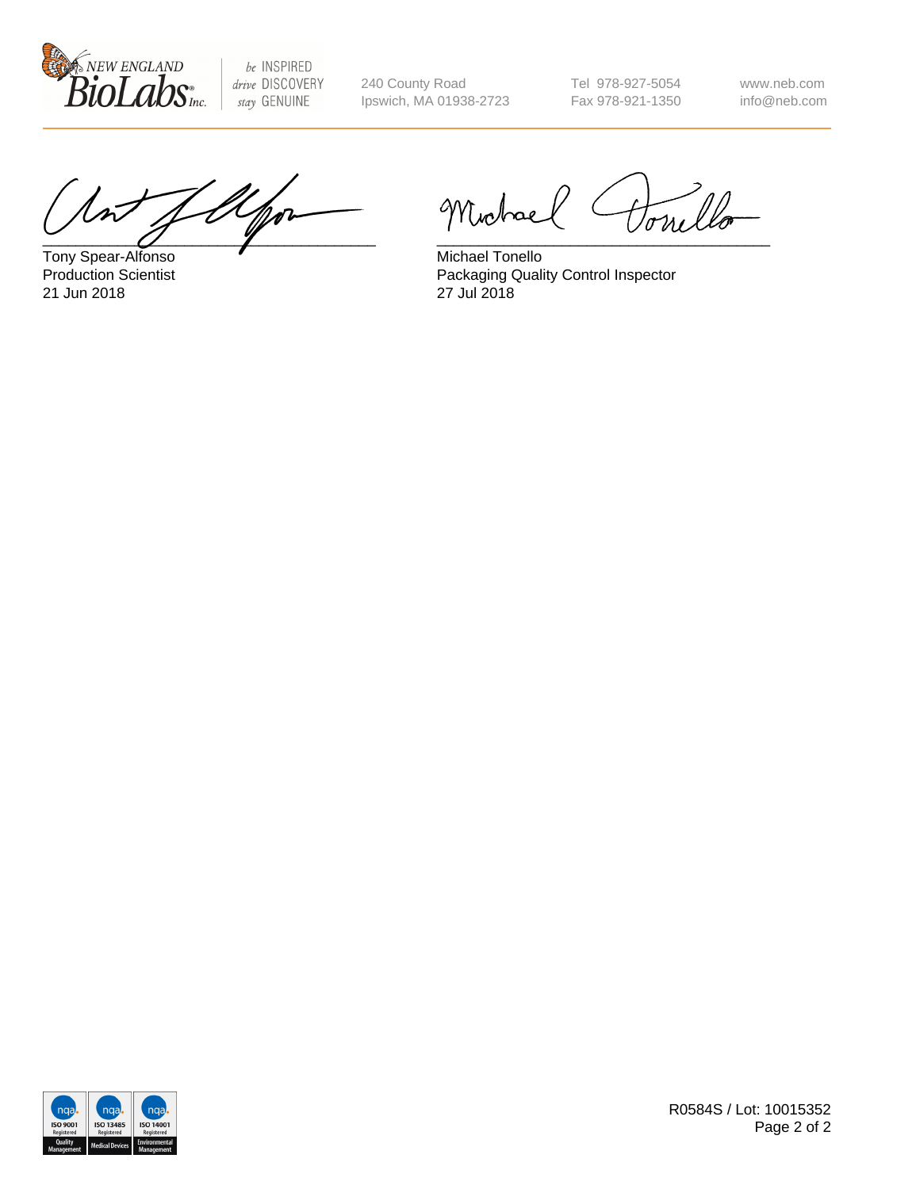NEW ENGLAND BioLabs Inc.

be INSPIRED drive DISCOVERY stay GENUINE

240 County Road
Ipswich, MA 01938-2723

Tel 978-927-5054
Fax 978-921-1350

www.neb.com
info@neb.com

Tony Spear-Alfonso
Production Scientist
21 Jun 2018

Michael Tonello
Packaging Quality Control Inspector
27 Jul 2018

R0584S / Lot: 10015352